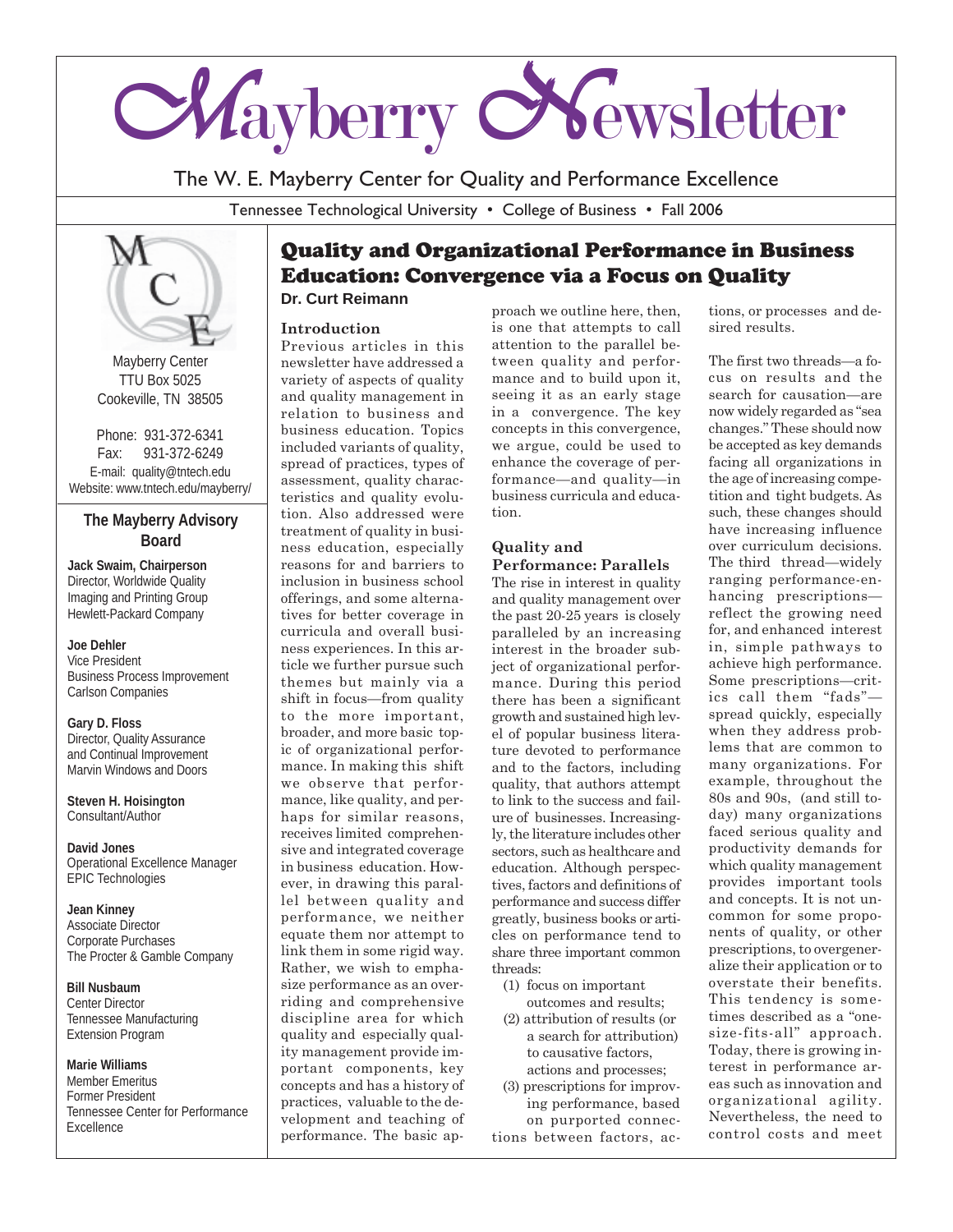# Mayberry Newsletter

The W. E. Mayberry Center for Quality and Performance Excellence

Tennessee Technological University • College of Business • Fall 2006

Mayberry Center
TTU Box 5025
Cookeville, TN 38505

Phone: 931-372-6341
Fax: 931-372-6249
E-mail: quality@tntech.edu
Website: www.tntech.edu/mayberry/

### The Mayberry Advisory Board

**Jack Swaim, Chairperson**
Director, Worldwide Quality
Imaging and Printing Group
Hewlett-Packard Company

**Joe Dehler**
Vice President
Business Process Improvement
Carlson Companies

**Gary D. Floss**
Director, Quality Assurance
and Continual Improvement
Marvin Windows and Doors

**Steven H. Hoisington**
Consultant/Author

**David Jones**
Operational Excellence Manager
EPIC Technologies

**Jean Kinney**
Associate Director
Corporate Purchases
The Procter & Gamble Company

**Bill Nusbaum**
Center Director
Tennessee Manufacturing
Extension Program

**Marie Williams**
Member Emeritus
Former President
Tennessee Center for Performance Excellence

## Quality and Organizational Performance in Business Education: Convergence via a Focus on Quality

**Dr. Curt Reimann**

### Introduction

Previous articles in this newsletter have addressed a variety of aspects of quality and quality management in relation to business and business education. Topics included variants of quality, spread of practices, types of assessment, quality characteristics and quality evolution. Also addressed were treatment of quality in business education, especially reasons for and barriers to inclusion in business school offerings, and some alternatives for better coverage in curricula and overall business experiences. In this article we further pursue such themes but mainly via a shift in focus—from quality to the more important, broader, and more basic topic of organizational performance. In making this shift we observe that performance, like quality, and perhaps for similar reasons, receives limited comprehensive and integrated coverage in business education. However, in drawing this parallel between quality and performance, we neither equate them nor attempt to link them in some rigid way. Rather, we wish to emphasize performance as an overriding and comprehensive discipline area for which quality and especially quality management provide important components, key concepts and has a history of practices, valuable to the development and teaching of performance. The basic approach we outline here, then, is one that attempts to call attention to the parallel between quality and performance and to build upon it, seeing it as an early stage in a convergence. The key concepts in this convergence, we argue, could be used to enhance the coverage of performance—and quality—in business curricula and education.

### Quality and Performance: Parallels

The rise in interest in quality and quality management over the past 20-25 years is closely paralleled by an increasing interest in the broader subject of organizational performance. During this period there has been a significant growth and sustained high level of popular business literature devoted to performance and to the factors, including quality, that authors attempt to link to the success and failure of businesses. Increasingly, the literature includes other sectors, such as healthcare and education. Although perspectives, factors and definitions of performance and success differ greatly, business books or articles on performance tend to share three important common threads:

(1) focus on important outcomes and results;
(2) attribution of results (or a search for attribution) to causative factors, actions and processes;
(3) prescriptions for improving performance, based on purported connections between factors, actions, or processes and desired results.

The first two threads—a focus on results and the search for causation—are now widely regarded as "sea changes." These should now be accepted as key demands facing all organizations in the age of increasing competition and tight budgets. As such, these changes should have increasing influence over curriculum decisions. The third thread—widely ranging performance-enhancing prescriptions—reflect the growing need for, and enhanced interest in, simple pathways to achieve high performance. Some prescriptions—critics call them "fads"—spread quickly, especially when they address problems that are common to many organizations. For example, throughout the 80s and 90s, (and still today) many organizations faced serious quality and productivity demands for which quality management provides important tools and concepts. It is not uncommon for some proponents of quality, or other prescriptions, to overgeneralize their application or to overstate their benefits. This tendency is sometimes described as a "one-size-fits-all" approach. Today, there is growing interest in performance areas such as innovation and organizational agility. Nevertheless, the need to control costs and meet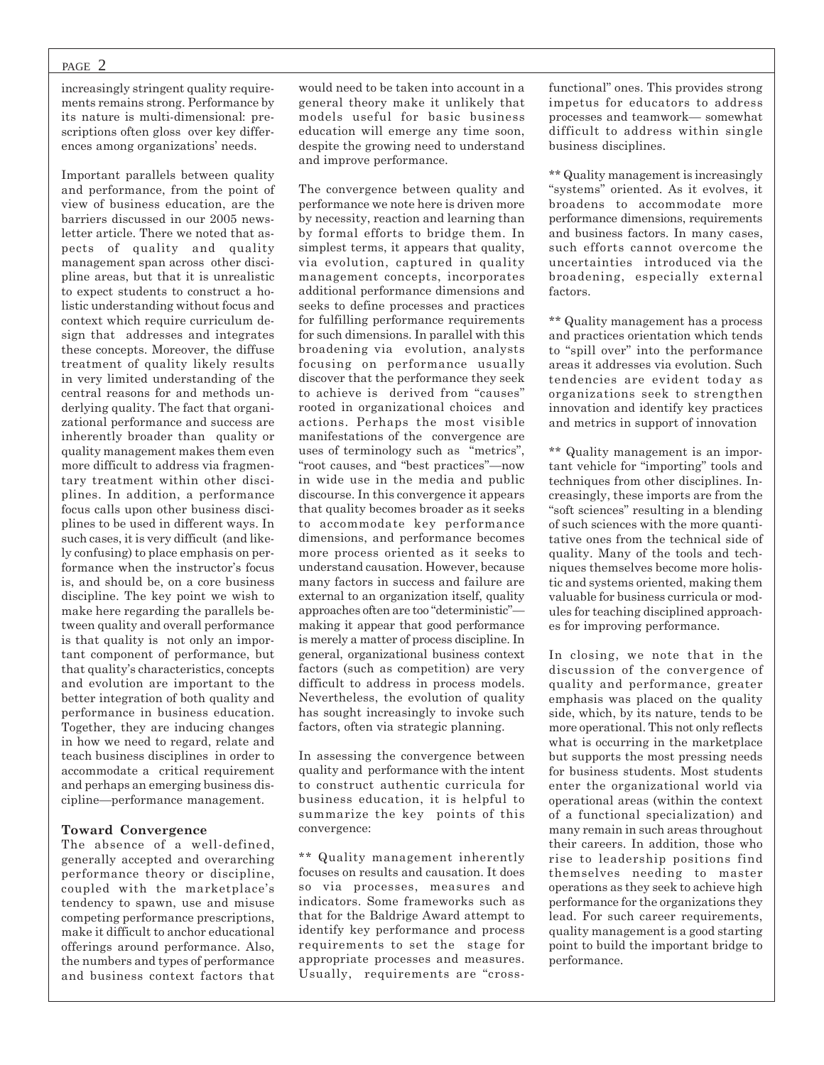increasingly stringent quality requirements remains strong. Performance by its nature is multi-dimensional: prescriptions often gloss over key differences among organizations' needs.

Important parallels between quality and performance, from the point of view of business education, are the barriers discussed in our 2005 newsletter article. There we noted that aspects of quality and quality management span across other discipline areas, but that it is unrealistic to expect students to construct a holistic understanding without focus and context which require curriculum design that addresses and integrates these concepts. Moreover, the diffuse treatment of quality likely results in very limited understanding of the central reasons for and methods underlying quality. The fact that organizational performance and success are inherently broader than quality or quality management makes them even more difficult to address via fragmentary treatment within other disciplines. In addition, a performance focus calls upon other business disciplines to be used in different ways. In such cases, it is very difficult (and likely confusing) to place emphasis on performance when the instructor's focus is, and should be, on a core business discipline. The key point we wish to make here regarding the parallels between quality and overall performance is that quality is not only an important component of performance, but that quality's characteristics, concepts and evolution are important to the better integration of both quality and performance in business education. Together, they are inducing changes in how we need to regard, relate and teach business disciplines in order to accommodate a critical requirement and perhaps an emerging business discipline—performance management.

**Toward Convergence**

The absence of a well-defined, generally accepted and overarching performance theory or discipline, coupled with the marketplace's tendency to spawn, use and misuse competing performance prescriptions, make it difficult to anchor educational offerings around performance. Also, the numbers and types of performance and business context factors that would need to be taken into account in a general theory make it unlikely that models useful for basic business education will emerge any time soon, despite the growing need to understand and improve performance.

The convergence between quality and performance we note here is driven more by necessity, reaction and learning than by formal efforts to bridge them. In simplest terms, it appears that quality, via evolution, captured in quality management concepts, incorporates additional performance dimensions and seeks to define processes and practices for fulfilling performance requirements for such dimensions. In parallel with this broadening via evolution, analysts focusing on performance usually discover that the performance they seek to achieve is derived from "causes" rooted in organizational choices and actions. Perhaps the most visible manifestations of the convergence are uses of terminology such as "metrics", "root causes, and "best practices"—now in wide use in the media and public discourse. In this convergence it appears that quality becomes broader as it seeks to accommodate key performance dimensions, and performance becomes more process oriented as it seeks to understand causation. However, because many factors in success and failure are external to an organization itself, quality approaches often are too "deterministic"—making it appear that good performance is merely a matter of process discipline. In general, organizational business context factors (such as competition) are very difficult to address in process models. Nevertheless, the evolution of quality has sought increasingly to invoke such factors, often via strategic planning.

In assessing the convergence between quality and performance with the intent to construct authentic curricula for business education, it is helpful to summarize the key points of this convergence:

** Quality management inherently focuses on results and causation. It does so via processes, measures and indicators. Some frameworks such as that for the Baldrige Award attempt to identify key performance and process requirements to set the stage for appropriate processes and measures. Usually, requirements are "cross-functional" ones. This provides strong impetus for educators to address processes and teamwork— somewhat difficult to address within single business disciplines.

** Quality management is increasingly "systems" oriented. As it evolves, it broadens to accommodate more performance dimensions, requirements and business factors. In many cases, such efforts cannot overcome the uncertainties introduced via the broadening, especially external factors.

** Quality management has a process and practices orientation which tends to "spill over" into the performance areas it addresses via evolution. Such tendencies are evident today as organizations seek to strengthen innovation and identify key practices and metrics in support of innovation

** Quality management is an important vehicle for "importing" tools and techniques from other disciplines. Increasingly, these imports are from the "soft sciences" resulting in a blending of such sciences with the more quantitative ones from the technical side of quality. Many of the tools and techniques themselves become more holistic and systems oriented, making them valuable for business curricula or modules for teaching disciplined approaches for improving performance.

In closing, we note that in the discussion of the convergence of quality and performance, greater emphasis was placed on the quality side, which, by its nature, tends to be more operational. This not only reflects what is occurring in the marketplace but supports the most pressing needs for business students. Most students enter the organizational world via operational areas (within the context of a functional specialization) and many remain in such areas throughout their careers. In addition, those who rise to leadership positions find themselves needing to master operations as they seek to achieve high performance for the organizations they lead. For such career requirements, quality management is a good starting point to build the important bridge to performance.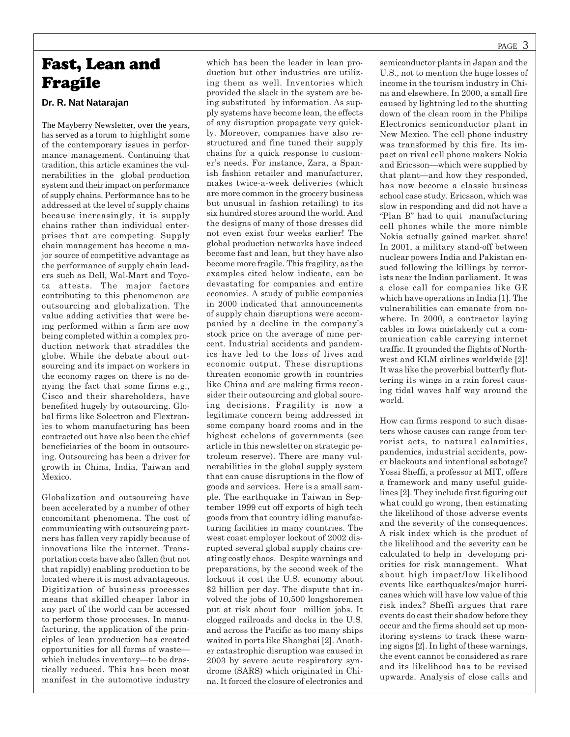# Fast, Lean and Fragile

**Dr. R. Nat Natarajan**

The Mayberry Newsletter, over the years, has served as a forum to highlight some of the contemporary issues in performance management. Continuing that tradition, this article examines the vulnerabilities in the global production system and their impact on performance of supply chains. Performance has to be addressed at the level of supply chains because increasingly, it is supply chains rather than individual enterprises that are competing. Supply chain management has become a major source of competitive advantage as the performance of supply chain leaders such as Dell, Wal-Mart and Toyota attests. The major factors contributing to this phenomenon are outsourcing and globalization. The value adding activities that were being performed within a firm are now being completed within a complex production network that straddles the globe. While the debate about outsourcing and its impact on workers in the economy rages on there is no denying the fact that some firms e.g., Cisco and their shareholders, have benefited hugely by outsourcing. Global firms like Solectron and Flextronics to whom manufacturing has been contracted out have also been the chief beneficiaries of the boom in outsourcing. Outsourcing has been a driver for growth in China, India, Taiwan and Mexico.

Globalization and outsourcing have been accelerated by a number of other concomitant phenomena. The cost of communicating with outsourcing partners has fallen very rapidly because of innovations like the internet. Transportation costs have also fallen (but not that rapidly) enabling production to be located where it is most advantageous. Digitization of business processes means that skilled cheaper labor in any part of the world can be accessed to perform those processes. In manufacturing, the application of the principles of lean production has created opportunities for all forms of waste—which includes inventory—to be drastically reduced. This has been most manifest in the automotive industry which has been the leader in lean production but other industries are utilizing them as well. Inventories which provided the slack in the system are being substituted by information. As supply systems have become lean, the effects of any disruption propagate very quickly. Moreover, companies have also restructured and fine tuned their supply chains for a quick response to customer's needs. For instance, Zara, a Spanish fashion retailer and manufacturer, makes twice-a-week deliveries (which are more common in the grocery business but unusual in fashion retailing) to its six hundred stores around the world. And the designs of many of those dresses did not even exist four weeks earlier! The global production networks have indeed become fast and lean, but they have also become more fragile. This fragility, as the examples cited below indicate, can be devastating for companies and entire economies. A study of public companies in 2000 indicated that announcements of supply chain disruptions were accompanied by a decline in the company's stock price on the average of nine percent. Industrial accidents and pandemics have led to the loss of lives and economic output. These disruptions threaten economic growth in countries like China and are making firms reconsider their outsourcing and global sourcing decisions. Fragility is now a legitimate concern being addressed in some company board rooms and in the highest echelons of governments (see article in this newsletter on strategic petroleum reserve). There are many vulnerabilities in the global supply system that can cause disruptions in the flow of goods and services. Here is a small sample. The earthquake in Taiwan in September 1999 cut off exports of high tech goods from that country idling manufacturing facilities in many countries. The west coast employer lockout of 2002 disrupted several global supply chains creating costly chaos. Despite warnings and preparations, by the second week of the lockout it cost the U.S. economy about $2 billion per day. The dispute that involved the jobs of 10,500 longshoremen put at risk about four million jobs. It clogged railroads and docks in the U.S. and across the Pacific as too many ships waited in ports like Shanghai [2]. Another catastrophic disruption was caused in 2003 by severe acute respiratory syndrome (SARS) which originated in China. It forced the closure of electronics and semiconductor plants in Japan and the U.S., not to mention the huge losses of income in the tourism industry in China and elsewhere. In 2000, a small fire caused by lightning led to the shutting down of the clean room in the Philips Electronics semiconductor plant in New Mexico. The cell phone industry was transformed by this fire. Its impact on rival cell phone makers Nokia and Ericsson—which were supplied by that plant—and how they responded, has now become a classic business school case study. Ericsson, which was slow in responding and did not have a "Plan B" had to quit manufacturing cell phones while the more nimble Nokia actually gained market share! In 2001, a military stand-off between nuclear powers India and Pakistan ensued following the killings by terrorists near the Indian parliament. It was a close call for companies like GE which have operations in India [1]. The vulnerabilities can emanate from nowhere. In 2000, a contractor laying cables in Iowa mistakenly cut a communication cable carrying internet traffic. It grounded the flights of Northwest and KLM airlines worldwide [2]! It was like the proverbial butterfly fluttering its wings in a rain forest causing tidal waves half way around the world.

How can firms respond to such disasters whose causes can range from terrorist acts, to natural calamities, pandemics, industrial accidents, power blackouts and intentional sabotage? Yossi Sheffi, a professor at MIT, offers a framework and many useful guidelines [2]. They include first figuring out what could go wrong, then estimating the likelihood of those adverse events and the severity of the consequences. A risk index which is the product of the likelihood and the severity can be calculated to help in developing priorities for risk management. What about high impact/low likelihood events like earthquakes/major hurricanes which will have low value of this risk index? Sheffi argues that rare events do cast their shadow before they occur and the firms should set up monitoring systems to track these warning signs [2]. In light of these warnings, the event cannot be considered as rare and its likelihood has to be revised upwards. Analysis of close calls and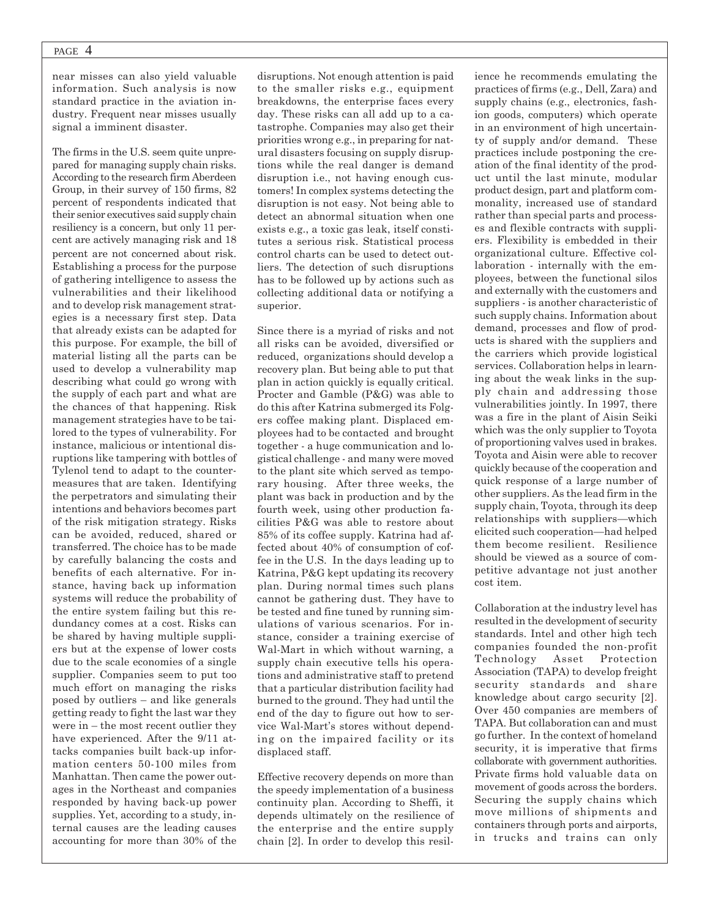near misses can also yield valuable information. Such analysis is now standard practice in the aviation industry. Frequent near misses usually signal a imminent disaster.

The firms in the U.S. seem quite unprepared for managing supply chain risks. According to the research firm Aberdeen Group, in their survey of 150 firms, 82 percent of respondents indicated that their senior executives said supply chain resiliency is a concern, but only 11 percent are actively managing risk and 18 percent are not concerned about risk. Establishing a process for the purpose of gathering intelligence to assess the vulnerabilities and their likelihood and to develop risk management strategies is a necessary first step. Data that already exists can be adapted for this purpose. For example, the bill of material listing all the parts can be used to develop a vulnerability map describing what could go wrong with the supply of each part and what are the chances of that happening. Risk management strategies have to be tailored to the types of vulnerability. For instance, malicious or intentional disruptions like tampering with bottles of Tylenol tend to adapt to the countermeasures that are taken. Identifying the perpetrators and simulating their intentions and behaviors becomes part of the risk mitigation strategy. Risks can be avoided, reduced, shared or transferred. The choice has to be made by carefully balancing the costs and benefits of each alternative. For instance, having back up information systems will reduce the probability of the entire system failing but this redundancy comes at a cost. Risks can be shared by having multiple suppliers but at the expense of lower costs due to the scale economies of a single supplier. Companies seem to put too much effort on managing the risks posed by outliers – and like generals getting ready to fight the last war they were in – the most recent outlier they have experienced. After the 9/11 attacks companies built back-up information centers 50-100 miles from Manhattan. Then came the power outages in the Northeast and companies responded by having back-up power supplies. Yet, according to a study, internal causes are the leading causes accounting for more than 30% of the disruptions. Not enough attention is paid to the smaller risks e.g., equipment breakdowns, the enterprise faces every day. These risks can all add up to a catastrophe. Companies may also get their priorities wrong e.g., in preparing for natural disasters focusing on supply disruptions while the real danger is demand disruption i.e., not having enough customers! In complex systems detecting the disruption is not easy. Not being able to detect an abnormal situation when one exists e.g., a toxic gas leak, itself constitutes a serious risk. Statistical process control charts can be used to detect outliers. The detection of such disruptions has to be followed up by actions such as collecting additional data or notifying a superior.

Since there is a myriad of risks and not all risks can be avoided, diversified or reduced, organizations should develop a recovery plan. But being able to put that plan in action quickly is equally critical. Procter and Gamble (P&G) was able to do this after Katrina submerged its Folgers coffee making plant. Displaced employees had to be contacted and brought together - a huge communication and logistical challenge - and many were moved to the plant site which served as temporary housing. After three weeks, the plant was back in production and by the fourth week, using other production facilities P&G was able to restore about 85% of its coffee supply. Katrina had affected about 40% of consumption of coffee in the U.S. In the days leading up to Katrina, P&G kept updating its recovery plan. During normal times such plans cannot be gathering dust. They have to be tested and fine tuned by running simulations of various scenarios. For instance, consider a training exercise of Wal-Mart in which without warning, a supply chain executive tells his operations and administrative staff to pretend that a particular distribution facility had burned to the ground. They had until the end of the day to figure out how to service Wal-Mart's stores without depending on the impaired facility or its displaced staff.

Effective recovery depends on more than the speedy implementation of a business continuity plan. According to Sheffi, it depends ultimately on the resilience of the enterprise and the entire supply chain [2]. In order to develop this resilience he recommends emulating the practices of firms (e.g., Dell, Zara) and supply chains (e.g., electronics, fashion goods, computers) which operate in an environment of high uncertainty of supply and/or demand. These practices include postponing the creation of the final identity of the product until the last minute, modular product design, part and platform commonality, increased use of standard rather than special parts and processes and flexible contracts with suppliers. Flexibility is embedded in their organizational culture. Effective collaboration - internally with the employees, between the functional silos and externally with the customers and suppliers - is another characteristic of such supply chains. Information about demand, processes and flow of products is shared with the suppliers and the carriers which provide logistical services. Collaboration helps in learning about the weak links in the supply chain and addressing those vulnerabilities jointly. In 1997, there was a fire in the plant of Aisin Seiki which was the only supplier to Toyota of proportioning valves used in brakes. Toyota and Aisin were able to recover quickly because of the cooperation and quick response of a large number of other suppliers. As the lead firm in the supply chain, Toyota, through its deep relationships with suppliers—which elicited such cooperation—had helped them become resilient. Resilience should be viewed as a source of competitive advantage not just another cost item.

Collaboration at the industry level has resulted in the development of security standards. Intel and other high tech companies founded the non-profit Technology Asset Protection Association (TAPA) to develop freight security standards and share knowledge about cargo security [2]. Over 450 companies are members of TAPA. But collaboration can and must go further. In the context of homeland security, it is imperative that firms collaborate with government authorities. Private firms hold valuable data on movement of goods across the borders. Securing the supply chains which move millions of shipments and containers through ports and airports, in trucks and trains can only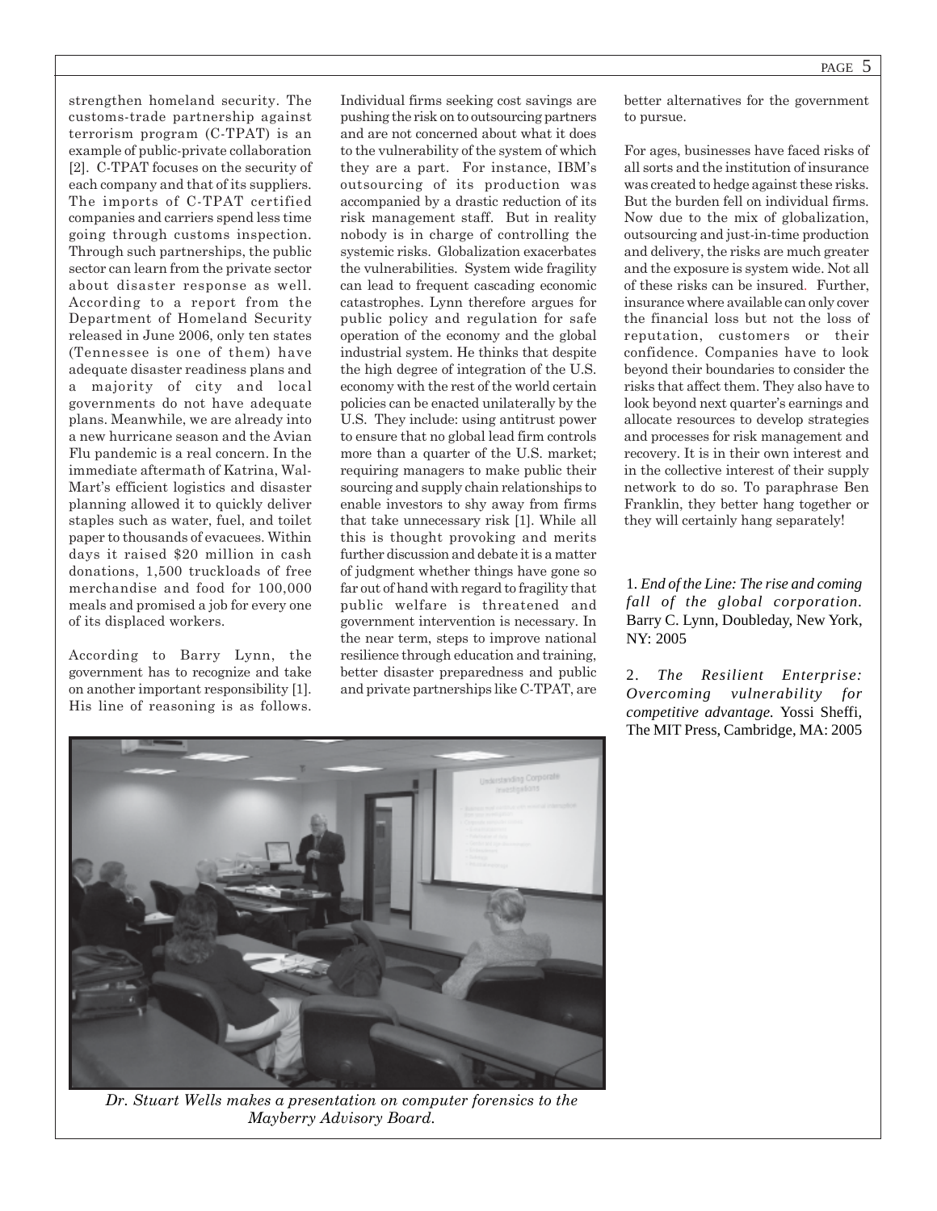strengthen homeland security. The customs-trade partnership against terrorism program (C-TPAT) is an example of public-private collaboration [2]. C-TPAT focuses on the security of each company and that of its suppliers. The imports of C-TPAT certified companies and carriers spend less time going through customs inspection. Through such partnerships, the public sector can learn from the private sector about disaster response as well. According to a report from the Department of Homeland Security released in June 2006, only ten states (Tennessee is one of them) have adequate disaster readiness plans and a majority of city and local governments do not have adequate plans. Meanwhile, we are already into a new hurricane season and the Avian Flu pandemic is a real concern. In the immediate aftermath of Katrina, Wal-Mart's efficient logistics and disaster planning allowed it to quickly deliver staples such as water, fuel, and toilet paper to thousands of evacuees. Within days it raised $20 million in cash donations, 1,500 truckloads of free merchandise and food for 100,000 meals and promised a job for every one of its displaced workers.

According to Barry Lynn, the government has to recognize and take on another important responsibility [1]. His line of reasoning is as follows. Individual firms seeking cost savings are pushing the risk on to outsourcing partners and are not concerned about what it does to the vulnerability of the system of which they are a part. For instance, IBM's outsourcing of its production was accompanied by a drastic reduction of its risk management staff. But in reality nobody is in charge of controlling the systemic risks. Globalization exacerbates the vulnerabilities. System wide fragility can lead to frequent cascading economic catastrophes. Lynn therefore argues for public policy and regulation for safe operation of the economy and the global industrial system. He thinks that despite the high degree of integration of the U.S. economy with the rest of the world certain policies can be enacted unilaterally by the U.S. They include: using antitrust power to ensure that no global lead firm controls more than a quarter of the U.S. market; requiring managers to make public their sourcing and supply chain relationships to enable investors to shy away from firms that take unnecessary risk [1]. While all this is thought provoking and merits further discussion and debate it is a matter of judgment whether things have gone so far out of hand with regard to fragility that public welfare is threatened and government intervention is necessary. In the near term, steps to improve national resilience through education and training, better disaster preparedness and public and private partnerships like C-TPAT, are better alternatives for the government to pursue.

For ages, businesses have faced risks of all sorts and the institution of insurance was created to hedge against these risks. But the burden fell on individual firms. Now due to the mix of globalization, outsourcing and just-in-time production and delivery, the risks are much greater and the exposure is system wide. Not all of these risks can be insured. Further, insurance where available can only cover the financial loss but not the loss of reputation, customers or their confidence. Companies have to look beyond their boundaries to consider the risks that affect them. They also have to look beyond next quarter's earnings and allocate resources to develop strategies and processes for risk management and recovery. It is in their own interest and in the collective interest of their supply network to do so. To paraphrase Ben Franklin, they better hang together or they will certainly hang separately!

1. *End of the Line: The rise and coming fall of the global corporation.* Barry C. Lynn, Doubleday, New York, NY: 2005

2. *The Resilient Enterprise: Overcoming vulnerability for competitive advantage.* Yossi Sheffi, The MIT Press, Cambridge, MA: 2005

*Dr. Stuart Wells makes a presentation on computer forensics to the Mayberry Advisory Board.*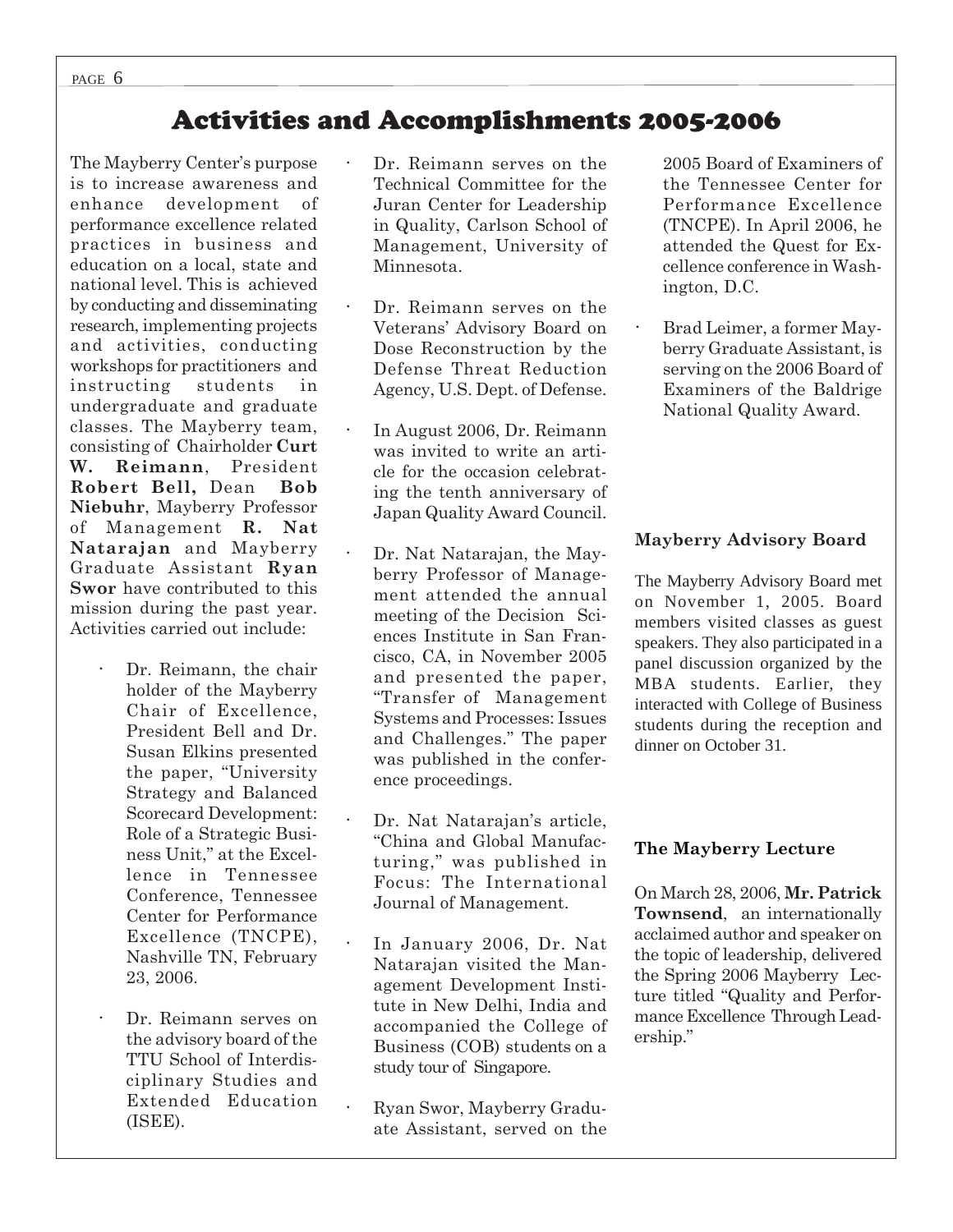# Activities and Accomplishments 2005-2006

The Mayberry Center's purpose is to increase awareness and enhance development of performance excellence related practices in business and education on a local, state and national level. This is achieved by conducting and disseminating research, implementing projects and activities, conducting workshops for practitioners and instructing students in undergraduate and graduate classes. The Mayberry team, consisting of Chairholder **Curt W. Reimann**, President **Robert Bell,** Dean **Bob Niebuhr**, Mayberry Professor of Management **R. Nat Natarajan** and Mayberry Graduate Assistant **Ryan Swor** have contributed to this mission during the past year. Activities carried out include:

- Dr. Reimann, the chair holder of the Mayberry Chair of Excellence, President Bell and Dr. Susan Elkins presented the paper, "University Strategy and Balanced Scorecard Development: Role of a Strategic Business Unit," at the Excellence in Tennessee Conference, Tennessee Center for Performance Excellence (TNCPE), Nashville TN, February 23, 2006.
- Dr. Reimann serves on the advisory board of the TTU School of Interdisciplinary Studies and Extended Education (ISEE).
- Dr. Reimann serves on the Technical Committee for the Juran Center for Leadership in Quality, Carlson School of Management, University of Minnesota.
- Dr. Reimann serves on the Veterans' Advisory Board on Dose Reconstruction by the Defense Threat Reduction Agency, U.S. Dept. of Defense.
- In August 2006, Dr. Reimann was invited to write an article for the occasion celebrating the tenth anniversary of Japan Quality Award Council.
- Dr. Nat Natarajan, the Mayberry Professor of Management attended the annual meeting of the Decision Sciences Institute in San Francisco, CA, in November 2005 and presented the paper, "Transfer of Management Systems and Processes: Issues and Challenges." The paper was published in the conference proceedings.
- Dr. Nat Natarajan's article, "China and Global Manufacturing," was published in Focus: The International Journal of Management.
- In January 2006, Dr. Nat Natarajan visited the Management Development Institute in New Delhi, India and accompanied the College of Business (COB) students on a study tour of Singapore.
- Ryan Swor, Mayberry Graduate Assistant, served on the 2005 Board of Examiners of the Tennessee Center for Performance Excellence (TNCPE). In April 2006, he attended the Quest for Excellence conference in Washington, D.C.
- Brad Leimer, a former Mayberry Graduate Assistant, is serving on the 2006 Board of Examiners of the Baldrige National Quality Award.

### Mayberry Advisory Board

The Mayberry Advisory Board met on November 1, 2005. Board members visited classes as guest speakers. They also participated in a panel discussion organized by the MBA students. Earlier, they interacted with College of Business students during the reception and dinner on October 31.

### The Mayberry Lecture

On March 28, 2006, **Mr. Patrick Townsend**, an internationally acclaimed author and speaker on the topic of leadership, delivered the Spring 2006 Mayberry Lecture titled "Quality and Performance Excellence Through Leadership."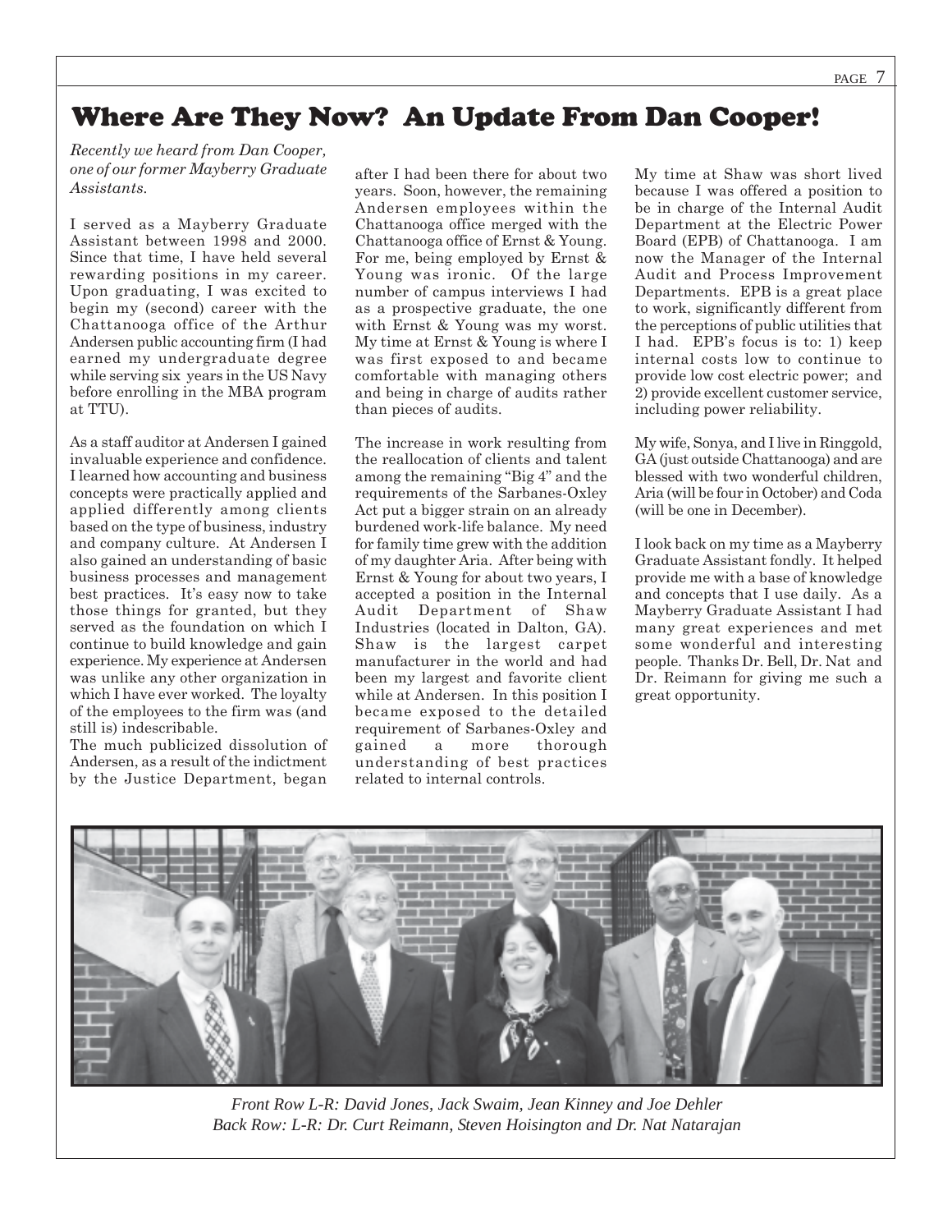# Where Are They Now? An Update From Dan Cooper!

*Recently we heard from Dan Cooper, one of our former Mayberry Graduate Assistants.*

I served as a Mayberry Graduate Assistant between 1998 and 2000. Since that time, I have held several rewarding positions in my career. Upon graduating, I was excited to begin my (second) career with the Chattanooga office of the Arthur Andersen public accounting firm (I had earned my undergraduate degree while serving six years in the US Navy before enrolling in the MBA program at TTU).

As a staff auditor at Andersen I gained invaluable experience and confidence. I learned how accounting and business concepts were practically applied and applied differently among clients based on the type of business, industry and company culture. At Andersen I also gained an understanding of basic business processes and management best practices. It's easy now to take those things for granted, but they served as the foundation on which I continue to build knowledge and gain experience. My experience at Andersen was unlike any other organization in which I have ever worked. The loyalty of the employees to the firm was (and still is) indescribable.

The much publicized dissolution of Andersen, as a result of the indictment by the Justice Department, began after I had been there for about two years. Soon, however, the remaining Andersen employees within the Chattanooga office merged with the Chattanooga office of Ernst & Young. For me, being employed by Ernst & Young was ironic. Of the large number of campus interviews I had as a prospective graduate, the one with Ernst & Young was my worst. My time at Ernst & Young is where I was first exposed to and became comfortable with managing others and being in charge of audits rather than pieces of audits.

The increase in work resulting from the reallocation of clients and talent among the remaining "Big 4" and the requirements of the Sarbanes-Oxley Act put a bigger strain on an already burdened work-life balance. My need for family time grew with the addition of my daughter Aria. After being with Ernst & Young for about two years, I accepted a position in the Internal Audit Department of Shaw Industries (located in Dalton, GA). Shaw is the largest carpet manufacturer in the world and had been my largest and favorite client while at Andersen. In this position I became exposed to the detailed requirement of Sarbanes-Oxley and gained a more thorough understanding of best practices related to internal controls.

My time at Shaw was short lived because I was offered a position to be in charge of the Internal Audit Department at the Electric Power Board (EPB) of Chattanooga. I am now the Manager of the Internal Audit and Process Improvement Departments. EPB is a great place to work, significantly different from the perceptions of public utilities that I had. EPB's focus is to: 1) keep internal costs low to continue to provide low cost electric power; and 2) provide excellent customer service, including power reliability.

My wife, Sonya, and I live in Ringgold, GA (just outside Chattanooga) and are blessed with two wonderful children, Aria (will be four in October) and Coda (will be one in December).

I look back on my time as a Mayberry Graduate Assistant fondly. It helped provide me with a base of knowledge and concepts that I use daily. As a Mayberry Graduate Assistant I had many great experiences and met some wonderful and interesting people. Thanks Dr. Bell, Dr. Nat and Dr. Reimann for giving me such a great opportunity.

*Front Row L-R: David Jones, Jack Swaim, Jean Kinney and Joe Dehler*
*Back Row: L-R: Dr. Curt Reimann, Steven Hoisington and Dr. Nat Natarajan*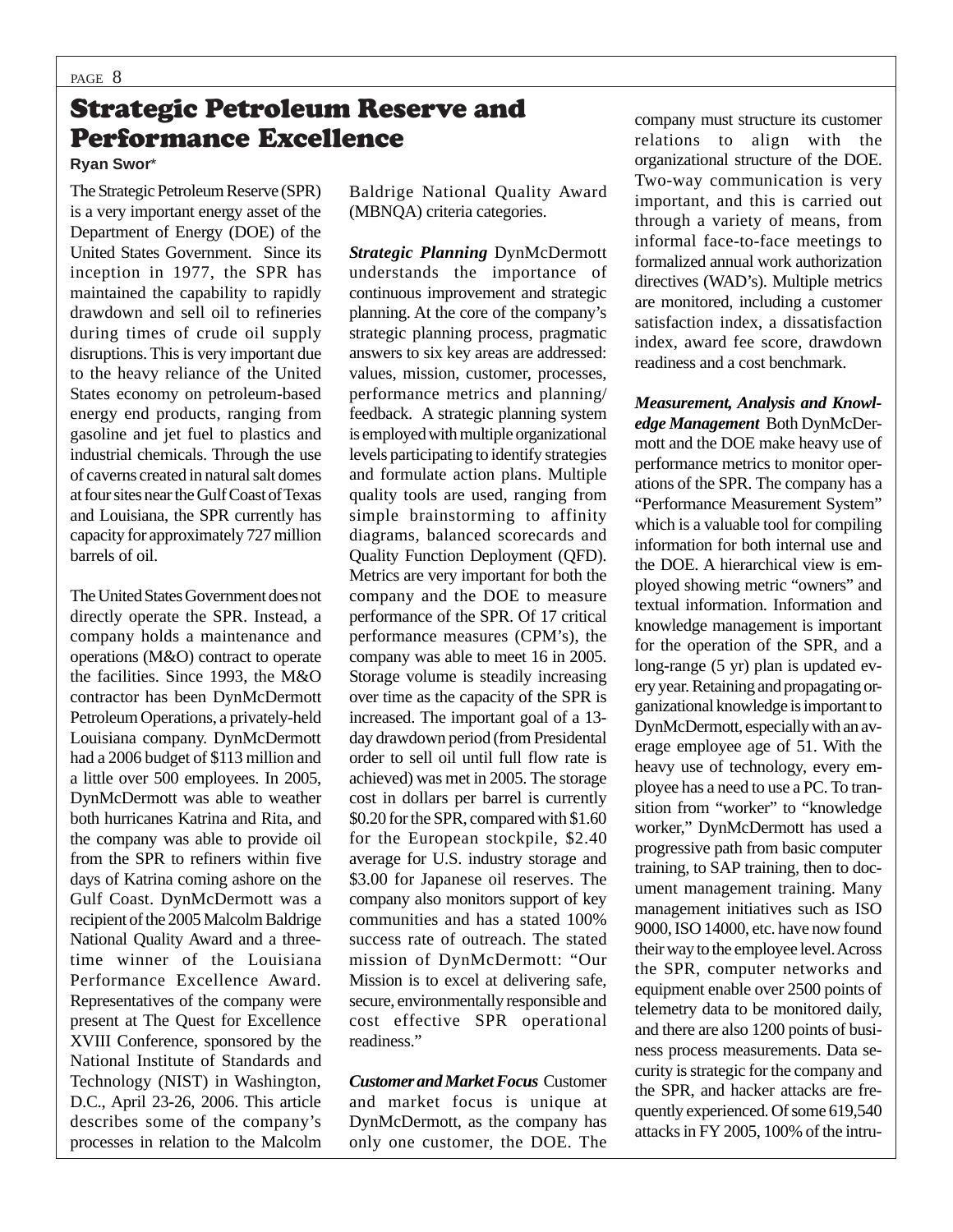# Strategic Petroleum Reserve and Performance Excellence

**Ryan Swor***

The Strategic Petroleum Reserve (SPR) is a very important energy asset of the Department of Energy (DOE) of the United States Government. Since its inception in 1977, the SPR has maintained the capability to rapidly drawdown and sell oil to refineries during times of crude oil supply disruptions. This is very important due to the heavy reliance of the United States economy on petroleum-based energy end products, ranging from gasoline and jet fuel to plastics and industrial chemicals. Through the use of caverns created in natural salt domes at four sites near the Gulf Coast of Texas and Louisiana, the SPR currently has capacity for approximately 727 million barrels of oil.

The United States Government does not directly operate the SPR. Instead, a company holds a maintenance and operations (M&O) contract to operate the facilities. Since 1993, the M&O contractor has been DynMcDermott Petroleum Operations, a privately-held Louisiana company. DynMcDermott had a 2006 budget of $113 million and a little over 500 employees. In 2005, DynMcDermott was able to weather both hurricanes Katrina and Rita, and the company was able to provide oil from the SPR to refiners within five days of Katrina coming ashore on the Gulf Coast. DynMcDermott was a recipient of the 2005 Malcolm Baldrige National Quality Award and a three-time winner of the Louisiana Performance Excellence Award. Representatives of the company were present at The Quest for Excellence XVIII Conference, sponsored by the National Institute of Standards and Technology (NIST) in Washington, D.C., April 23-26, 2006. This article describes some of the company's processes in relation to the Malcolm Baldrige National Quality Award (MBNQA) criteria categories.

***Strategic Planning*** DynMcDermott understands the importance of continuous improvement and strategic planning. At the core of the company's strategic planning process, pragmatic answers to six key areas are addressed: values, mission, customer, processes, performance metrics and planning/feedback. A strategic planning system is employed with multiple organizational levels participating to identify strategies and formulate action plans. Multiple quality tools are used, ranging from simple brainstorming to affinity diagrams, balanced scorecards and Quality Function Deployment (QFD). Metrics are very important for both the company and the DOE to measure performance of the SPR. Of 17 critical performance measures (CPM's), the company was able to meet 16 in 2005. Storage volume is steadily increasing over time as the capacity of the SPR is increased. The important goal of a 13-day drawdown period (from Presidental order to sell oil until full flow rate is achieved) was met in 2005. The storage cost in dollars per barrel is currently $0.20 for the SPR, compared with $1.60 for the European stockpile, $2.40 average for U.S. industry storage and $3.00 for Japanese oil reserves. The company also monitors support of key communities and has a stated 100% success rate of outreach. The stated mission of DynMcDermott: "Our Mission is to excel at delivering safe, secure, environmentally responsible and cost effective SPR operational readiness."

***Customer and Market Focus*** Customer and market focus is unique at DynMcDermott, as the company has only one customer, the DOE. The company must structure its customer relations to align with the organizational structure of the DOE. Two-way communication is very important, and this is carried out through a variety of means, from informal face-to-face meetings to formalized annual work authorization directives (WAD's). Multiple metrics are monitored, including a customer satisfaction index, a dissatisfaction index, award fee score, drawdown readiness and a cost benchmark.

***Measurement, Analysis and Knowledge Management*** Both DynMcDermott and the DOE make heavy use of performance metrics to monitor operations of the SPR. The company has a "Performance Measurement System" which is a valuable tool for compiling information for both internal use and the DOE. A hierarchical view is employed showing metric "owners" and textual information. Information and knowledge management is important for the operation of the SPR, and a long-range (5 yr) plan is updated every year. Retaining and propagating organizational knowledge is important to DynMcDermott, especially with an average employee age of 51. With the heavy use of technology, every employee has a need to use a PC. To transition from "worker" to "knowledge worker," DynMcDermott has used a progressive path from basic computer training, to SAP training, then to document management training. Many management initiatives such as ISO 9000, ISO 14000, etc. have now found their way to the employee level. Across the SPR, computer networks and equipment enable over 2500 points of telemetry data to be monitored daily, and there are also 1200 points of business process measurements. Data security is strategic for the company and the SPR, and hacker attacks are frequently experienced. Of some 619,540 attacks in FY 2005, 100% of the intru-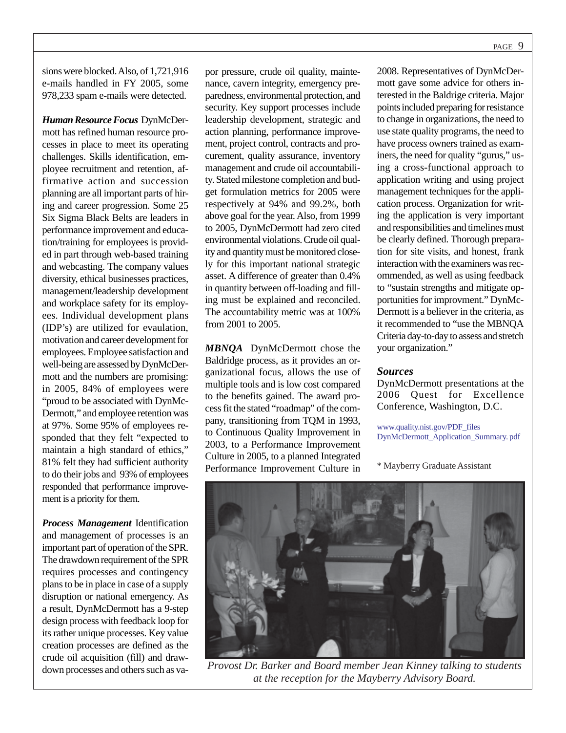sions were blocked. Also, of 1,721,916 e-mails handled in FY 2005, some 978,233 spam e-mails were detected.

***Human Resource Focus*** DynMcDermott has refined human resource processes in place to meet its operating challenges. Skills identification, employee recruitment and retention, affirmative action and succession planning are all important parts of hiring and career progression. Some 25 Six Sigma Black Belts are leaders in performance improvement and education/training for employees is provided in part through web-based training and webcasting. The company values diversity, ethical businesses practices, management/leadership development and workplace safety for its employees. Individual development plans (IDP's) are utilized for evaulation, motivation and career development for employees. Employee satisfaction and well-being are assessed by DynMcDermott and the numbers are promising: in 2005, 84% of employees were "proud to be associated with DynMcDermott," and employee retention was at 97%. Some 95% of employees responded that they felt "expected to maintain a high standard of ethics," 81% felt they had sufficient authority to do their jobs and 93% of employees responded that performance improvement is a priority for them.

***Process Management*** Identification and management of processes is an important part of operation of the SPR. The drawdown requirement of the SPR requires processes and contingency plans to be in place in case of a supply disruption or national emergency. As a result, DynMcDermott has a 9-step design process with feedback loop for its rather unique processes. Key value creation processes are defined as the crude oil acquisition (fill) and drawdown processes and others such as vapor pressure, crude oil quality, maintenance, cavern integrity, emergency preparedness, environmental protection, and security. Key support processes include leadership development, strategic and action planning, performance improvement, project control, contracts and procurement, quality assurance, inventory management and crude oil accountability. Stated milestone completion and budget formulation metrics for 2005 were respectively at 94% and 99.2%, both above goal for the year. Also, from 1999 to 2005, DynMcDermott had zero cited environmental violations. Crude oil quality and quantity must be monitored closely for this important national strategic asset. A difference of greater than 0.4% in quantity between off-loading and filling must be explained and reconciled. The accountability metric was at 100% from 2001 to 2005.

***MBNQA*** DynMcDermott chose the Baldridge process, as it provides an organizational focus, allows the use of multiple tools and is low cost compared to the benefits gained. The award process fit the stated "roadmap" of the company, transitioning from TQM in 1993, to Continuous Quality Improvement in 2003, to a Performance Improvement Culture in 2005, to a planned Integrated Performance Improvement Culture in 2008. Representatives of DynMcDermott gave some advice for others interested in the Baldrige criteria. Major points included preparing for resistance to change in organizations, the need to use state quality programs, the need to have process owners trained as examiners, the need for quality "gurus," using a cross-functional approach to application writing and using project management techniques for the application process. Organization for writing the application is very important and responsibilities and timelines must be clearly defined. Thorough preparation for site visits, and honest, frank interaction with the examiners was recommended, as well as using feedback to "sustain strengths and mitigate opportunities for improvment." DynMcDermott is a believer in the criteria, as it recommended to "use the MBNQA Criteria day-to-day to assess and stretch your organization."

***Sources***

DynMcDermott presentations at the 2006 Quest for Excellence Conference, Washington, D.C.

www.quality.nist.gov/PDF_files DynMcDermott_Application_Summary. pdf

\* Mayberry Graduate Assistant

*Provost Dr. Barker and Board member Jean Kinney talking to students at the reception for the Mayberry Advisory Board.*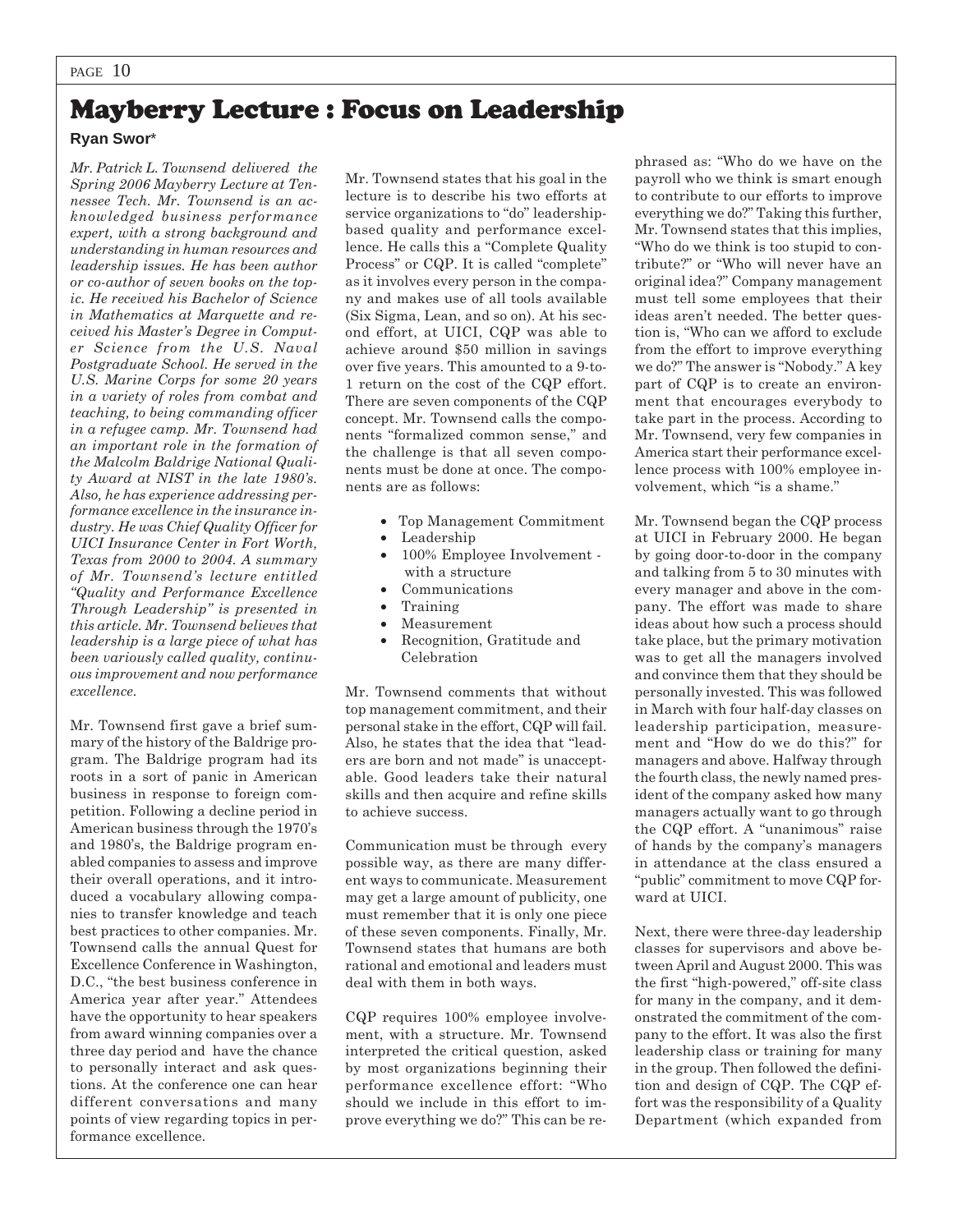# Mayberry Lecture : Focus on Leadership

**Ryan Swor***

*Mr. Patrick L. Townsend delivered the Spring 2006 Mayberry Lecture at Tennessee Tech. Mr. Townsend is an acknowledged business performance expert, with a strong background and understanding in human resources and leadership issues. He has been author or co-author of seven books on the topic. He received his Bachelor of Science in Mathematics at Marquette and received his Master's Degree in Computer Science from the U.S. Naval Postgraduate School. He served in the U.S. Marine Corps for some 20 years in a variety of roles from combat and teaching, to being commanding officer in a refugee camp. Mr. Townsend had an important role in the formation of the Malcolm Baldrige National Quality Award at NIST in the late 1980's. Also, he has experience addressing performance excellence in the insurance industry. He was Chief Quality Officer for UICI Insurance Center in Fort Worth, Texas from 2000 to 2004. A summary of Mr. Townsend's lecture entitled "Quality and Performance Excellence Through Leadership" is presented in this article. Mr. Townsend believes that leadership is a large piece of what has been variously called quality, continuous improvement and now performance excellence.*

Mr. Townsend first gave a brief summary of the history of the Baldrige program. The Baldrige program had its roots in a sort of panic in American business in response to foreign competition. Following a decline period in American business through the 1970's and 1980's, the Baldrige program enabled companies to assess and improve their overall operations, and it introduced a vocabulary allowing companies to transfer knowledge and teach best practices to other companies. Mr. Townsend calls the annual Quest for Excellence Conference in Washington, D.C., "the best business conference in America year after year." Attendees have the opportunity to hear speakers from award winning companies over a three day period and have the chance to personally interact and ask questions. At the conference one can hear different conversations and many points of view regarding topics in performance excellence.

Mr. Townsend states that his goal in the lecture is to describe his two efforts at service organizations to "do" leadership-based quality and performance excellence. He calls this a "Complete Quality Process" or CQP. It is called "complete" as it involves every person in the company and makes use of all tools available (Six Sigma, Lean, and so on). At his second effort, at UICI, CQP was able to achieve around $50 million in savings over five years. This amounted to a 9-to-1 return on the cost of the CQP effort. There are seven components of the CQP concept. Mr. Townsend calls the components "formalized common sense," and the challenge is that all seven components must be done at once. The components are as follows:

- Top Management Commitment
- Leadership
- 100% Employee Involvement - with a structure
- Communications
- Training
- Measurement
- Recognition, Gratitude and Celebration

Mr. Townsend comments that without top management commitment, and their personal stake in the effort, CQP will fail. Also, he states that the idea that "leaders are born and not made" is unacceptable. Good leaders take their natural skills and then acquire and refine skills to achieve success.

Communication must be through every possible way, as there are many different ways to communicate. Measurement may get a large amount of publicity, one must remember that it is only one piece of these seven components. Finally, Mr. Townsend states that humans are both rational and emotional and leaders must deal with them in both ways.

CQP requires 100% employee involvement, with a structure. Mr. Townsend interpreted the critical question, asked by most organizations beginning their performance excellence effort: "Who should we include in this effort to improve everything we do?" This can be rephrased as: "Who do we have on the payroll who we think is smart enough to contribute to our efforts to improve everything we do?" Taking this further, Mr. Townsend states that this implies, "Who do we think is too stupid to contribute?" or "Who will never have an original idea?" Company management must tell some employees that their ideas aren't needed. The better question is, "Who can we afford to exclude from the effort to improve everything we do?" The answer is "Nobody." A key part of CQP is to create an environment that encourages everybody to take part in the process. According to Mr. Townsend, very few companies in America start their performance excellence process with 100% employee involvement, which "is a shame."

Mr. Townsend began the CQP process at UICI in February 2000. He began by going door-to-door in the company and talking from 5 to 30 minutes with every manager and above in the company. The effort was made to share ideas about how such a process should take place, but the primary motivation was to get all the managers involved and convince them that they should be personally invested. This was followed in March with four half-day classes on leadership participation, measurement and "How do we do this?" for managers and above. Halfway through the fourth class, the newly named president of the company asked how many managers actually want to go through the CQP effort. A "unanimous" raise of hands by the company's managers in attendance at the class ensured a "public" commitment to move CQP forward at UICI.

Next, there were three-day leadership classes for supervisors and above between April and August 2000. This was the first "high-powered," off-site class for many in the company, and it demonstrated the commitment of the company to the effort. It was also the first leadership class or training for many in the group. Then followed the definition and design of CQP. The CQP effort was the responsibility of a Quality Department (which expanded from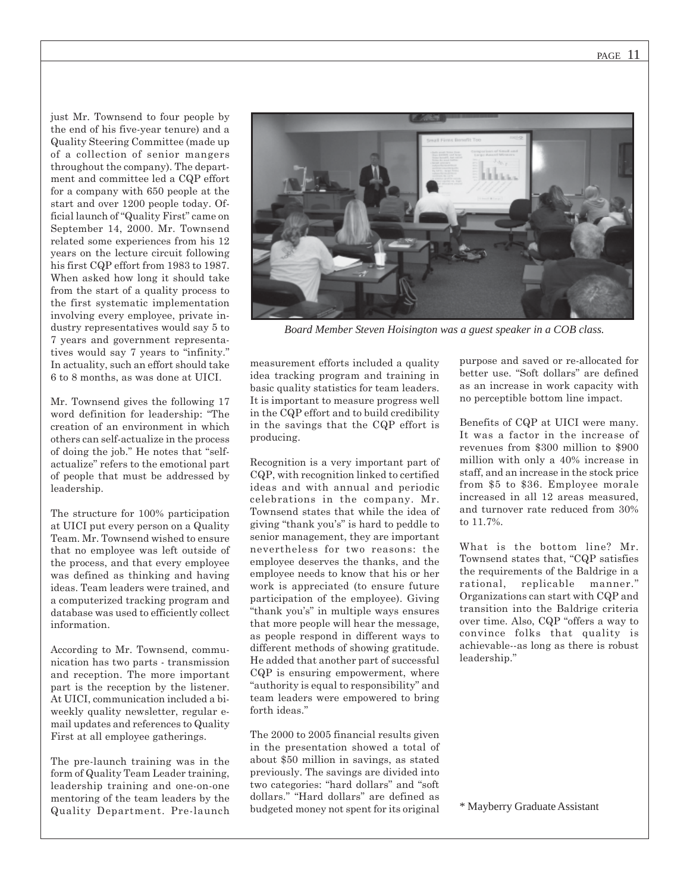just Mr. Townsend to four people by the end of his five-year tenure) and a Quality Steering Committee (made up of a collection of senior mangers throughout the company). The department and committee led a CQP effort for a company with 650 people at the start and over 1200 people today. Official launch of "Quality First" came on September 14, 2000. Mr. Townsend related some experiences from his 12 years on the lecture circuit following his first CQP effort from 1983 to 1987. When asked how long it should take from the start of a quality process to the first systematic implementation involving every employee, private industry representatives would say 5 to 7 years and government representatives would say 7 years to "infinity." In actuality, such an effort should take 6 to 8 months, as was done at UICI.

Mr. Townsend gives the following 17 word definition for leadership: "The creation of an environment in which others can self-actualize in the process of doing the job." He notes that "self-actualize" refers to the emotional part of people that must be addressed by leadership.

The structure for 100% participation at UICI put every person on a Quality Team. Mr. Townsend wished to ensure that no employee was left outside of the process, and that every employee was defined as thinking and having ideas. Team leaders were trained, and a computerized tracking program and database was used to efficiently collect information.

According to Mr. Townsend, communication has two parts - transmission and reception. The more important part is the reception by the listener. At UICI, communication included a bi-weekly quality newsletter, regular e-mail updates and references to Quality First at all employee gatherings.

The pre-launch training was in the form of Quality Team Leader training, leadership training and one-on-one mentoring of the team leaders by the Quality Department. Pre-launch measurement efforts included a quality idea tracking program and training in basic quality statistics for team leaders. It is important to measure progress well in the CQP effort and to build credibility in the savings that the CQP effort is producing.

*Board Member Steven Hoisington was a guest speaker in a COB class.*

Recognition is a very important part of CQP, with recognition linked to certified ideas and with annual and periodic celebrations in the company. Mr. Townsend states that while the idea of giving "thank you's" is hard to peddle to senior management, they are important nevertheless for two reasons: the employee deserves the thanks, and the employee needs to know that his or her work is appreciated (to ensure future participation of the employee). Giving "thank you's" in multiple ways ensures that more people will hear the message, as people respond in different ways to different methods of showing gratitude. He added that another part of successful CQP is ensuring empowerment, where "authority is equal to responsibility" and team leaders were empowered to bring forth ideas."

The 2000 to 2005 financial results given in the presentation showed a total of about $50 million in savings, as stated previously. The savings are divided into two categories: "hard dollars" and "soft dollars." "Hard dollars" are defined as budgeted money not spent for its original purpose and saved or re-allocated for better use. "Soft dollars" are defined as an increase in work capacity with no perceptible bottom line impact.

Benefits of CQP at UICI were many. It was a factor in the increase of revenues from $300 million to $900 million with only a 40% increase in staff, and an increase in the stock price from $5 to $36. Employee morale increased in all 12 areas measured, and turnover rate reduced from 30% to 11.7%.

What is the bottom line? Mr. Townsend states that, "CQP satisfies the requirements of the Baldrige in a rational, replicable manner." Organizations can start with CQP and transition into the Baldrige criteria over time. Also, CQP "offers a way to convince folks that quality is achievable--as long as there is robust leadership."

\* Mayberry Graduate Assistant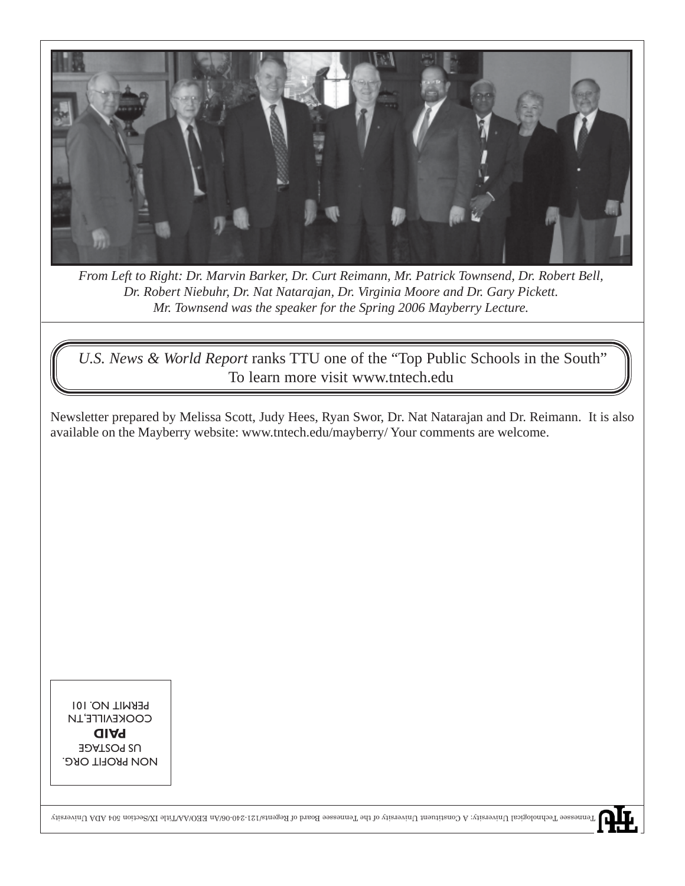*From Left to Right: Dr. Marvin Barker, Dr. Curt Reimann, Mr. Patrick Townsend, Dr. Robert Bell, Dr. Robert Niebuhr, Dr. Nat Natarajan, Dr. Virginia Moore and Dr. Gary Pickett. Mr. Townsend was the speaker for the Spring 2006 Mayberry Lecture.*

*U.S. News & World Report* ranks TTU one of the "Top Public Schools in the South"
To learn more visit www.tntech.edu

Newsletter prepared by Melissa Scott, Judy Hees, Ryan Swor, Dr. Nat Natarajan and Dr. Reimann. It is also available on the Mayberry website: www.tntech.edu/mayberry/ Your comments are welcome.

NON PROFIT ORG.
US POSTAGE
**PAID**
COOKEVILLE, TN
PERMIT NO. 101

Tennessee Technological University: A Constituent University of the Tennessee Board of Regents/121-240-06/An EEO/AA/Title IX/Section 504 ADA University